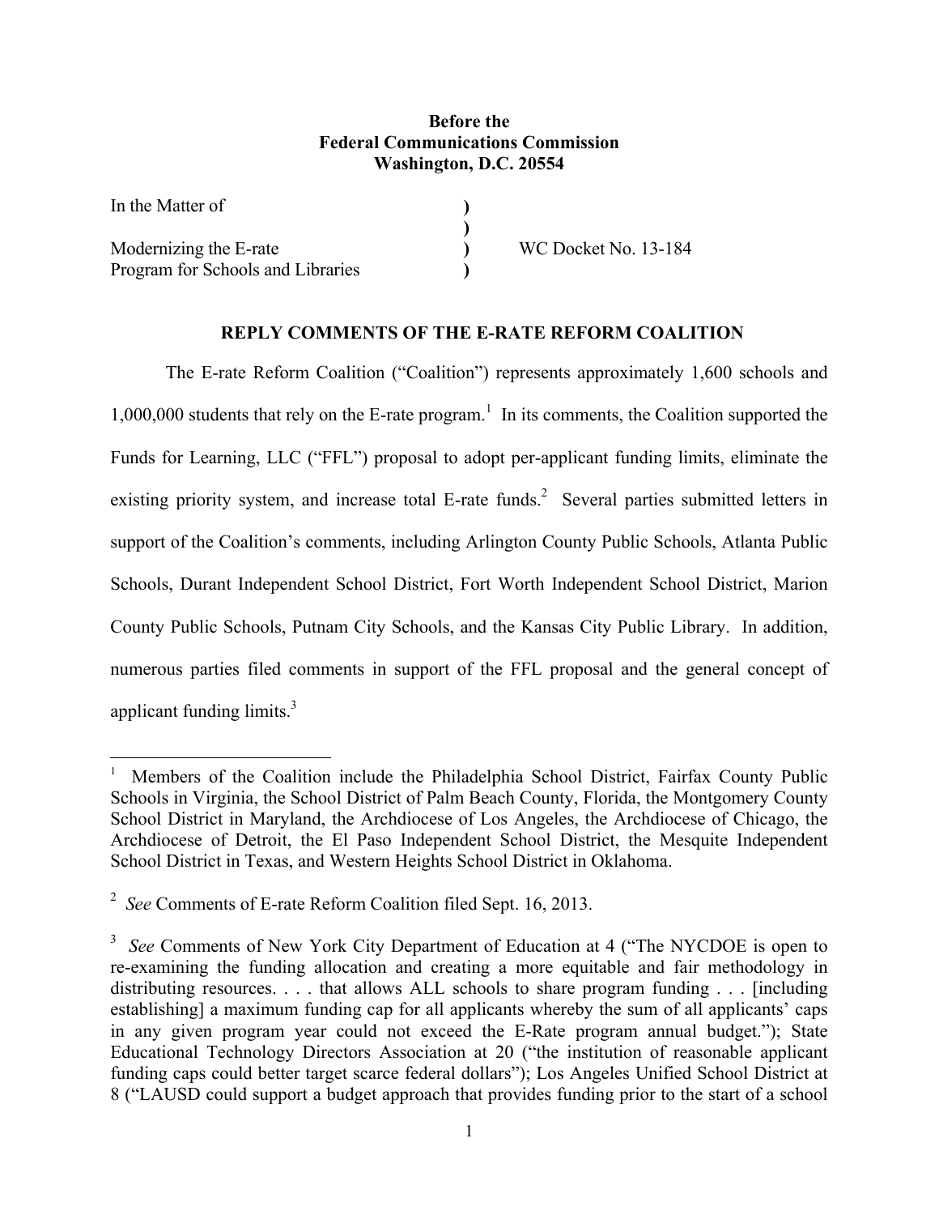**Before the**
**Federal Communications Commission**
**Washington, D.C. 20554**

| | | |
|---|---|---|
| In the Matter of | ) | |
| | ) | |
| Modernizing the E-rate | ) | WC Docket No. 13-184 |
| Program for Schools and Libraries | ) | |

## REPLY COMMENTS OF THE E-RATE REFORM COALITION

The E-rate Reform Coalition ("Coalition") represents approximately 1,600 schools and 1,000,000 students that rely on the E-rate program.[1] In its comments, the Coalition supported the Funds for Learning, LLC ("FFL") proposal to adopt per-applicant funding limits, eliminate the existing priority system, and increase total E-rate funds.[2] Several parties submitted letters in support of the Coalition's comments, including Arlington County Public Schools, Atlanta Public Schools, Durant Independent School District, Fort Worth Independent School District, Marion County Public Schools, Putnam City Schools, and the Kansas City Public Library. In addition, numerous parties filed comments in support of the FFL proposal and the general concept of applicant funding limits.[3]

---

[1] Members of the Coalition include the Philadelphia School District, Fairfax County Public Schools in Virginia, the School District of Palm Beach County, Florida, the Montgomery County School District in Maryland, the Archdiocese of Los Angeles, the Archdiocese of Chicago, the Archdiocese of Detroit, the El Paso Independent School District, the Mesquite Independent School District in Texas, and Western Heights School District in Oklahoma.

[2] *See* Comments of E-rate Reform Coalition filed Sept. 16, 2013.

[3] *See* Comments of New York City Department of Education at 4 ("The NYCDOE is open to re-examining the funding allocation and creating a more equitable and fair methodology in distributing resources. . . . that allows ALL schools to share program funding . . . [including establishing] a maximum funding cap for all applicants whereby the sum of all applicants' caps in any given program year could not exceed the E-Rate program annual budget."); State Educational Technology Directors Association at 20 ("the institution of reasonable applicant funding caps could better target scarce federal dollars"); Los Angeles Unified School District at 8 ("LAUSD could support a budget approach that provides funding prior to the start of a school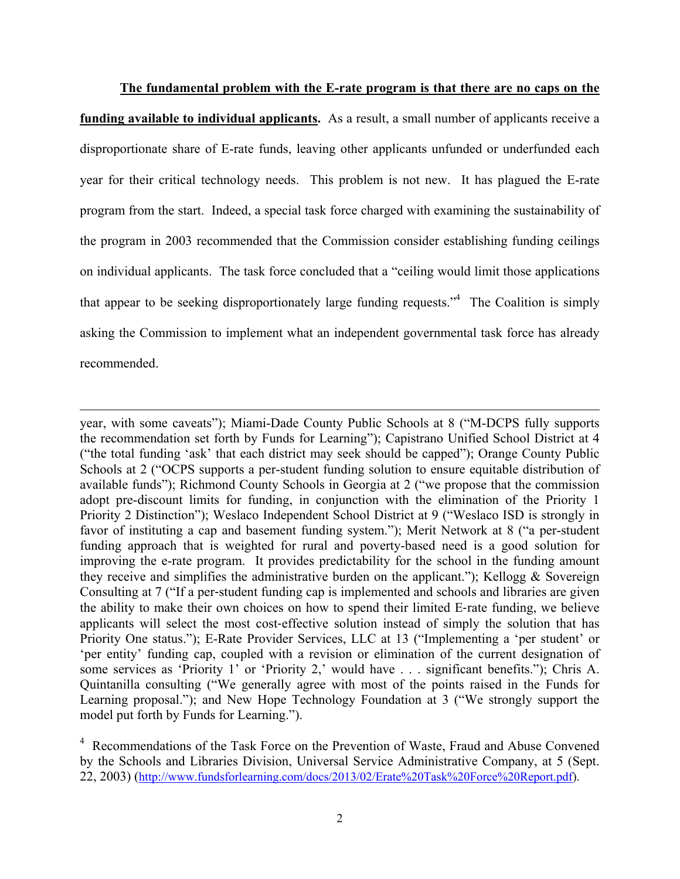**<u>The fundamental problem with the E-rate program is that there are no caps on the funding available to individual applicants</u>.** As a result, a small number of applicants receive a disproportionate share of E-rate funds, leaving other applicants unfunded or underfunded each year for their critical technology needs. This problem is not new. It has plagued the E-rate program from the start. Indeed, a special task force charged with examining the sustainability of the program in 2003 recommended that the Commission consider establishing funding ceilings on individual applicants. The task force concluded that a "ceiling would limit those applications that appear to be seeking disproportionately large funding requests."[4] The Coalition is simply asking the Commission to implement what an independent governmental task force has already recommended.

---

year, with some caveats"); Miami-Dade County Public Schools at 8 ("M-DCPS fully supports the recommendation set forth by Funds for Learning"); Capistrano Unified School District at 4 ("the total funding 'ask' that each district may seek should be capped"); Orange County Public Schools at 2 ("OCPS supports a per-student funding solution to ensure equitable distribution of available funds"); Richmond County Schools in Georgia at 2 ("we propose that the commission adopt pre-discount limits for funding, in conjunction with the elimination of the Priority 1 Priority 2 Distinction"); Weslaco Independent School District at 9 ("Weslaco ISD is strongly in favor of instituting a cap and basement funding system."); Merit Network at 8 ("a per-student funding approach that is weighted for rural and poverty-based need is a good solution for improving the e-rate program. It provides predictability for the school in the funding amount they receive and simplifies the administrative burden on the applicant."); Kellogg & Sovereign Consulting at 7 ("If a per-student funding cap is implemented and schools and libraries are given the ability to make their own choices on how to spend their limited E-rate funding, we believe applicants will select the most cost-effective solution instead of simply the solution that has Priority One status."); E-Rate Provider Services, LLC at 13 ("Implementing a 'per student' or 'per entity' funding cap, coupled with a revision or elimination of the current designation of some services as 'Priority 1' or 'Priority 2,' would have . . . significant benefits."); Chris A. Quintanilla consulting ("We generally agree with most of the points raised in the Funds for Learning proposal."); and New Hope Technology Foundation at 3 ("We strongly support the model put forth by Funds for Learning.").

[4] Recommendations of the Task Force on the Prevention of Waste, Fraud and Abuse Convened by the Schools and Libraries Division, Universal Service Administrative Company, at 5 (Sept. 22, 2003) (http://www.fundsforlearning.com/docs/2013/02/Erate%20Task%20Force%20Report.pdf).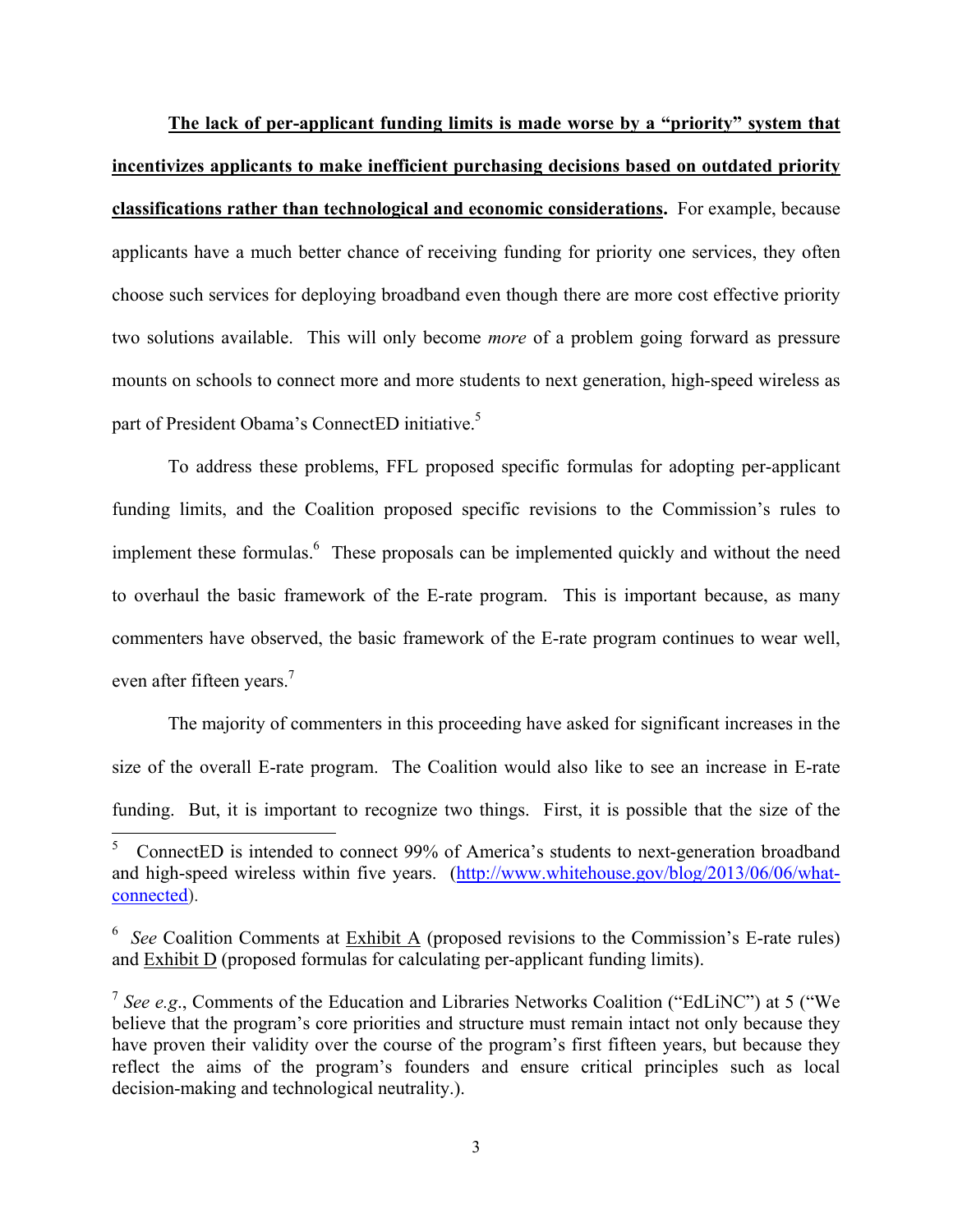**<u>The lack of per-applicant funding limits is made worse by a "priority" system that incentivizes applicants to make inefficient purchasing decisions based on outdated priority classifications rather than technological and economic considerations</u>.** For example, because applicants have a much better chance of receiving funding for priority one services, they often choose such services for deploying broadband even though there are more cost effective priority two solutions available. This will only become *more* of a problem going forward as pressure mounts on schools to connect more and more students to next generation, high-speed wireless as part of President Obama's ConnectED initiative.[5]

To address these problems, FFL proposed specific formulas for adopting per-applicant funding limits, and the Coalition proposed specific revisions to the Commission's rules to implement these formulas.[6] These proposals can be implemented quickly and without the need to overhaul the basic framework of the E-rate program. This is important because, as many commenters have observed, the basic framework of the E-rate program continues to wear well, even after fifteen years.[7]

The majority of commenters in this proceeding have asked for significant increases in the size of the overall E-rate program. The Coalition would also like to see an increase in E-rate funding. But, it is important to recognize two things. First, it is possible that the size of the

---

[5] ConnectED is intended to connect 99% of America's students to next-generation broadband and high-speed wireless within five years. (http://www.whitehouse.gov/blog/2013/06/06/what-connected).

[6] *See* Coalition Comments at <u>Exhibit A</u> (proposed revisions to the Commission's E-rate rules) and <u>Exhibit D</u> (proposed formulas for calculating per-applicant funding limits).

[7] *See e.g*., Comments of the Education and Libraries Networks Coalition ("EdLiNC") at 5 ("We believe that the program's core priorities and structure must remain intact not only because they have proven their validity over the course of the program's first fifteen years, but because they reflect the aims of the program's founders and ensure critical principles such as local decision-making and technological neutrality.).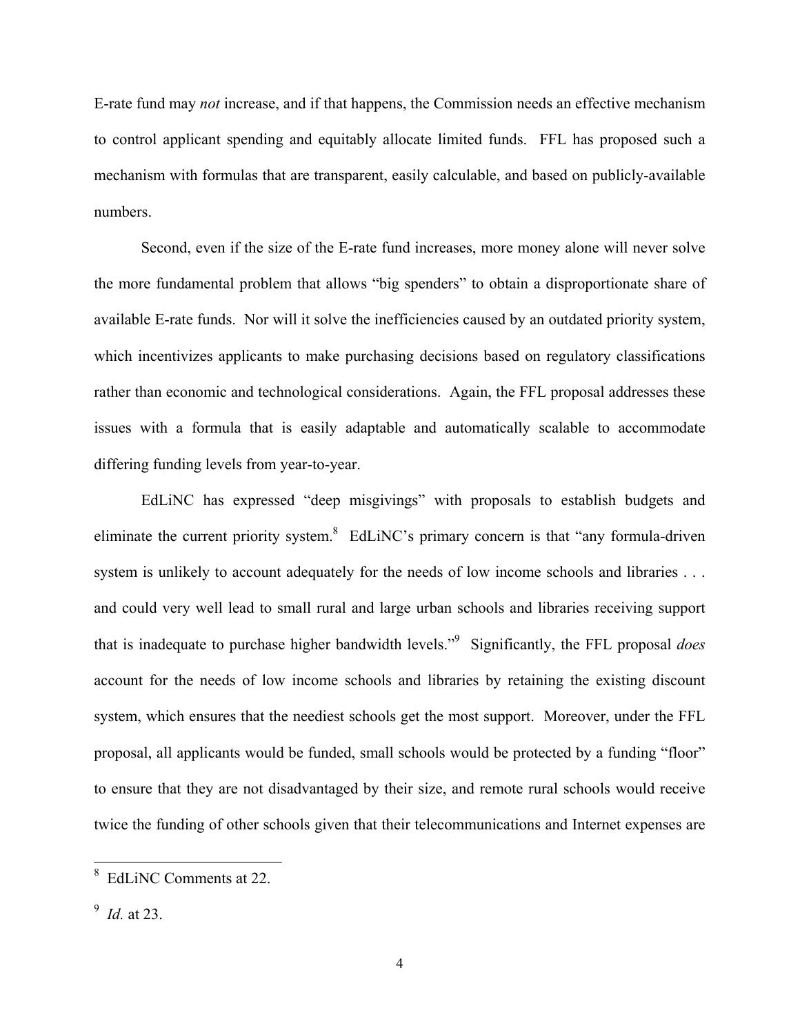E-rate fund may *not* increase, and if that happens, the Commission needs an effective mechanism to control applicant spending and equitably allocate limited funds. FFL has proposed such a mechanism with formulas that are transparent, easily calculable, and based on publicly-available numbers.

Second, even if the size of the E-rate fund increases, more money alone will never solve the more fundamental problem that allows "big spenders" to obtain a disproportionate share of available E-rate funds. Nor will it solve the inefficiencies caused by an outdated priority system, which incentivizes applicants to make purchasing decisions based on regulatory classifications rather than economic and technological considerations. Again, the FFL proposal addresses these issues with a formula that is easily adaptable and automatically scalable to accommodate differing funding levels from year-to-year.

EdLiNC has expressed "deep misgivings" with proposals to establish budgets and eliminate the current priority system.[8] EdLiNC's primary concern is that "any formula-driven system is unlikely to account adequately for the needs of low income schools and libraries . . . and could very well lead to small rural and large urban schools and libraries receiving support that is inadequate to purchase higher bandwidth levels."[9] Significantly, the FFL proposal *does* account for the needs of low income schools and libraries by retaining the existing discount system, which ensures that the neediest schools get the most support. Moreover, under the FFL proposal, all applicants would be funded, small schools would be protected by a funding "floor" to ensure that they are not disadvantaged by their size, and remote rural schools would receive twice the funding of other schools given that their telecommunications and Internet expenses are

---

[8] EdLiNC Comments at 22.

[9] *Id.* at 23.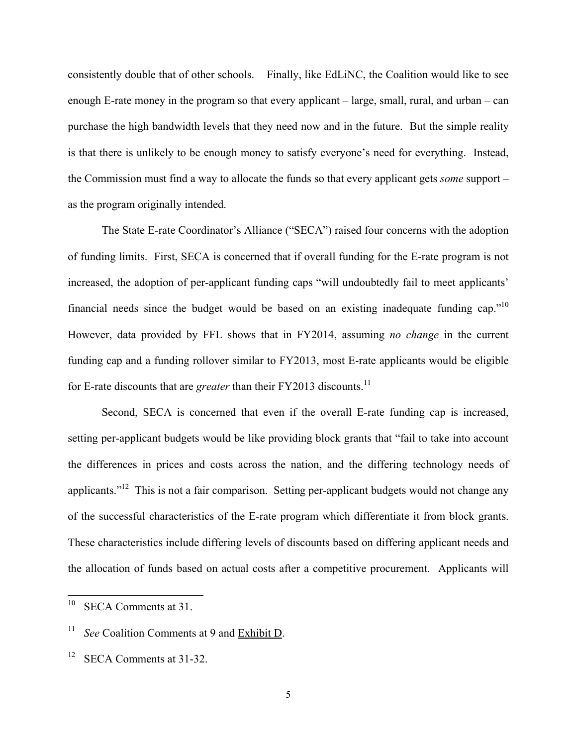consistently double that of other schools. Finally, like EdLiNC, the Coalition would like to see enough E-rate money in the program so that every applicant – large, small, rural, and urban – can purchase the high bandwidth levels that they need now and in the future. But the simple reality is that there is unlikely to be enough money to satisfy everyone's need for everything. Instead, the Commission must find a way to allocate the funds so that every applicant gets *some* support – as the program originally intended.

The State E-rate Coordinator's Alliance ("SECA") raised four concerns with the adoption of funding limits. First, SECA is concerned that if overall funding for the E-rate program is not increased, the adoption of per-applicant funding caps "will undoubtedly fail to meet applicants' financial needs since the budget would be based on an existing inadequate funding cap."[10] However, data provided by FFL shows that in FY2014, assuming *no change* in the current funding cap and a funding rollover similar to FY2013, most E-rate applicants would be eligible for E-rate discounts that are *greater* than their FY2013 discounts.[11]

Second, SECA is concerned that even if the overall E-rate funding cap is increased, setting per-applicant budgets would be like providing block grants that "fail to take into account the differences in prices and costs across the nation, and the differing technology needs of applicants."[12] This is not a fair comparison. Setting per-applicant budgets would not change any of the successful characteristics of the E-rate program which differentiate it from block grants. These characteristics include differing levels of discounts based on differing applicant needs and the allocation of funds based on actual costs after a competitive procurement. Applicants will

---

[10] SECA Comments at 31.

[11] *See* Coalition Comments at 9 and Exhibit D.

[12] SECA Comments at 31-32.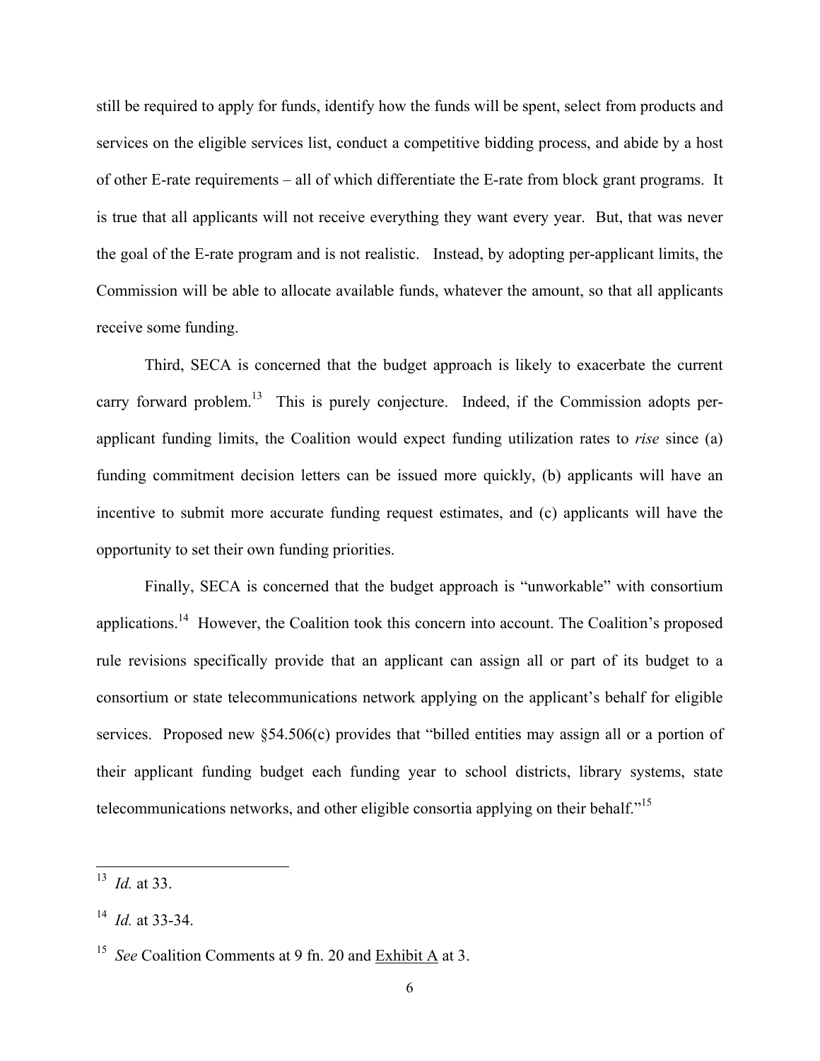still be required to apply for funds, identify how the funds will be spent, select from products and services on the eligible services list, conduct a competitive bidding process, and abide by a host of other E-rate requirements – all of which differentiate the E-rate from block grant programs. It is true that all applicants will not receive everything they want every year. But, that was never the goal of the E-rate program and is not realistic. Instead, by adopting per-applicant limits, the Commission will be able to allocate available funds, whatever the amount, so that all applicants receive some funding.

Third, SECA is concerned that the budget approach is likely to exacerbate the current carry forward problem.[13] This is purely conjecture. Indeed, if the Commission adopts per-applicant funding limits, the Coalition would expect funding utilization rates to *rise* since (a) funding commitment decision letters can be issued more quickly, (b) applicants will have an incentive to submit more accurate funding request estimates, and (c) applicants will have the opportunity to set their own funding priorities.

Finally, SECA is concerned that the budget approach is "unworkable" with consortium applications.[14] However, the Coalition took this concern into account. The Coalition's proposed rule revisions specifically provide that an applicant can assign all or part of its budget to a consortium or state telecommunications network applying on the applicant's behalf for eligible services. Proposed new §54.506(c) provides that "billed entities may assign all or a portion of their applicant funding budget each funding year to school districts, library systems, state telecommunications networks, and other eligible consortia applying on their behalf."[15]

---

[13] *Id.* at 33.

[14] *Id.* at 33-34.

[15] *See* Coalition Comments at 9 fn. 20 and Exhibit A at 3.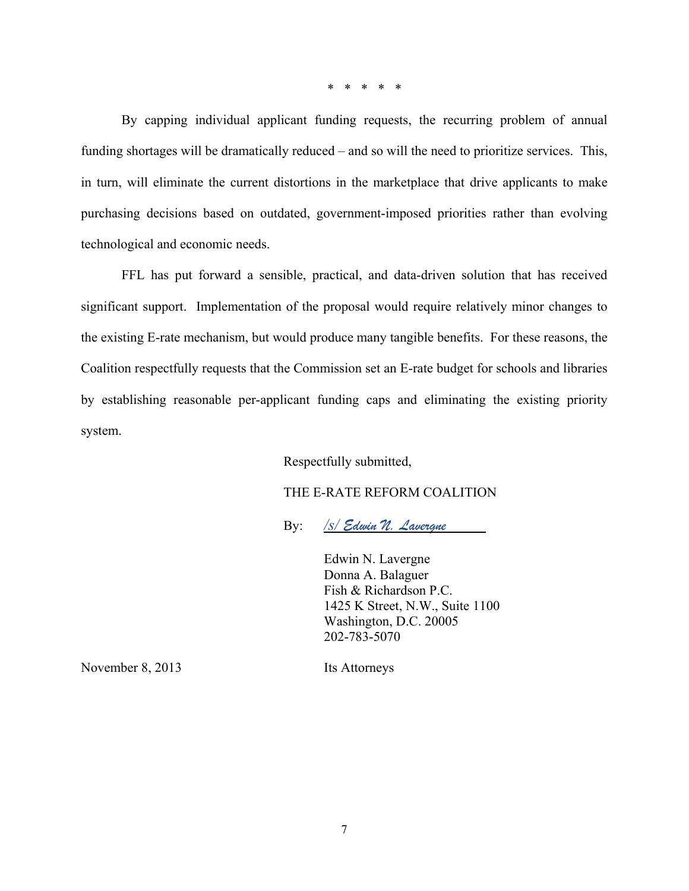\* \* \* \* \*

By capping individual applicant funding requests, the recurring problem of annual funding shortages will be dramatically reduced – and so will the need to prioritize services. This, in turn, will eliminate the current distortions in the marketplace that drive applicants to make purchasing decisions based on outdated, government-imposed priorities rather than evolving technological and economic needs.

FFL has put forward a sensible, practical, and data-driven solution that has received significant support. Implementation of the proposal would require relatively minor changes to the existing E-rate mechanism, but would produce many tangible benefits. For these reasons, the Coalition respectfully requests that the Commission set an E-rate budget for schools and libraries by establishing reasonable per-applicant funding caps and eliminating the existing priority system.

Respectfully submitted,

THE E-RATE REFORM COALITION

By: */s/ Edwin N. Lavergne*

Edwin N. Lavergne
Donna A. Balaguer
Fish & Richardson P.C.
1425 K Street, N.W., Suite 1100
Washington, D.C. 20005
202-783-5070

November 8, 2013

Its Attorneys